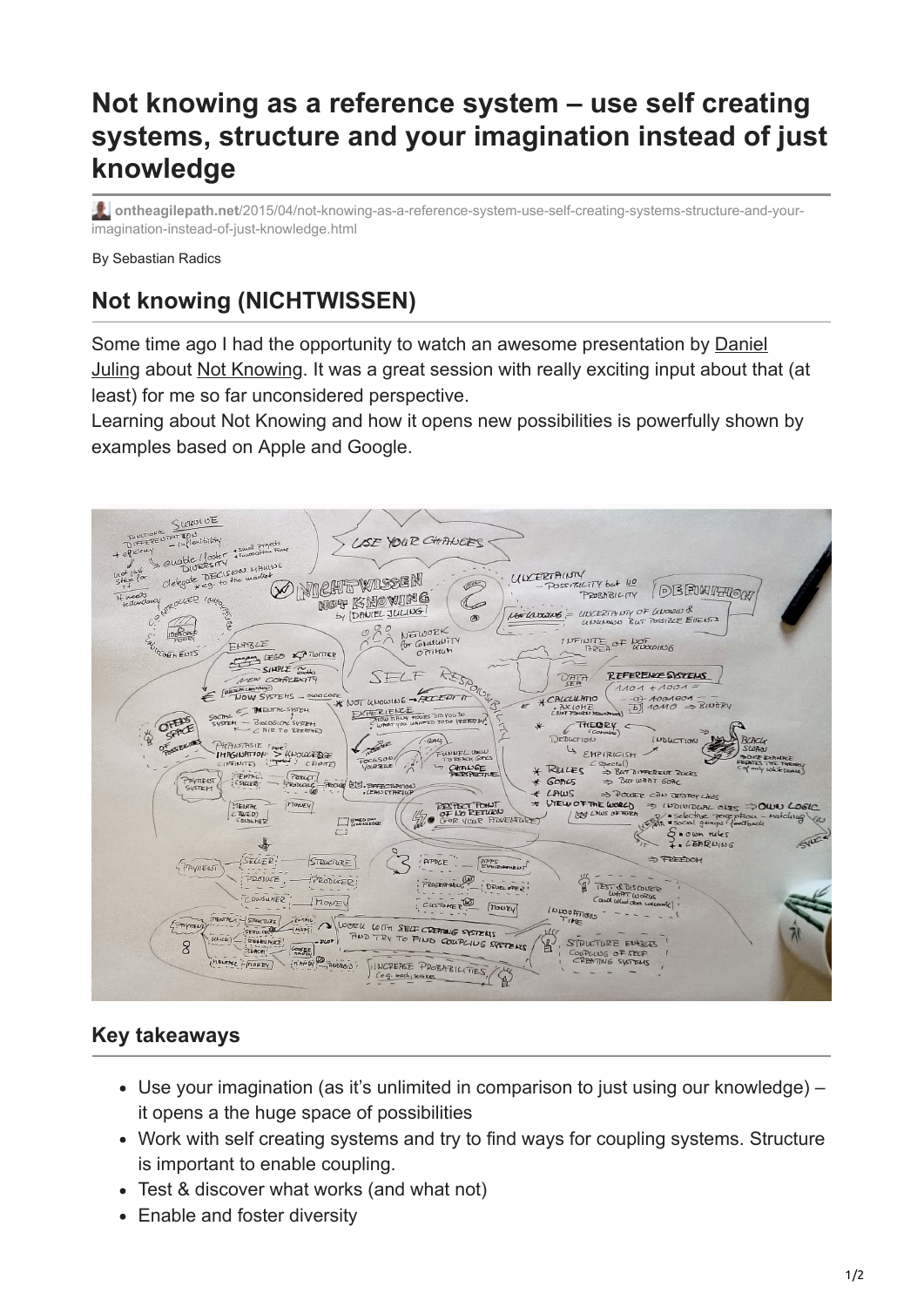# Not knowing as a reference system – use self creating systems, structure and your imagination instead of just knowledge

ontheagilepath.net/2015/04/not-knowing-as-a-reference-system-use-self-creating-systems-structure-and-your-imagination-instead-of-just-knowledge.html

By Sebastian Radics

## Not knowing (NICHTWISSEN)

Some time ago I had the opportunity to watch an awesome presentation by Daniel Juling about Not Knowing. It was a great session with really exciting input about that (at least) for me so far unconsidered perspective.

Learning about Not Knowing and how it opens new possibilities is powerfully shown by examples based on Apple and Google.

### Key takeaways

- Use your imagination (as it's unlimited in comparison to just using our knowledge) – it opens a the huge space of possibilities
- Work with self creating systems and try to find ways for coupling systems. Structure is important to enable coupling.
- Test & discover what works (and what not)
- Enable and foster diversity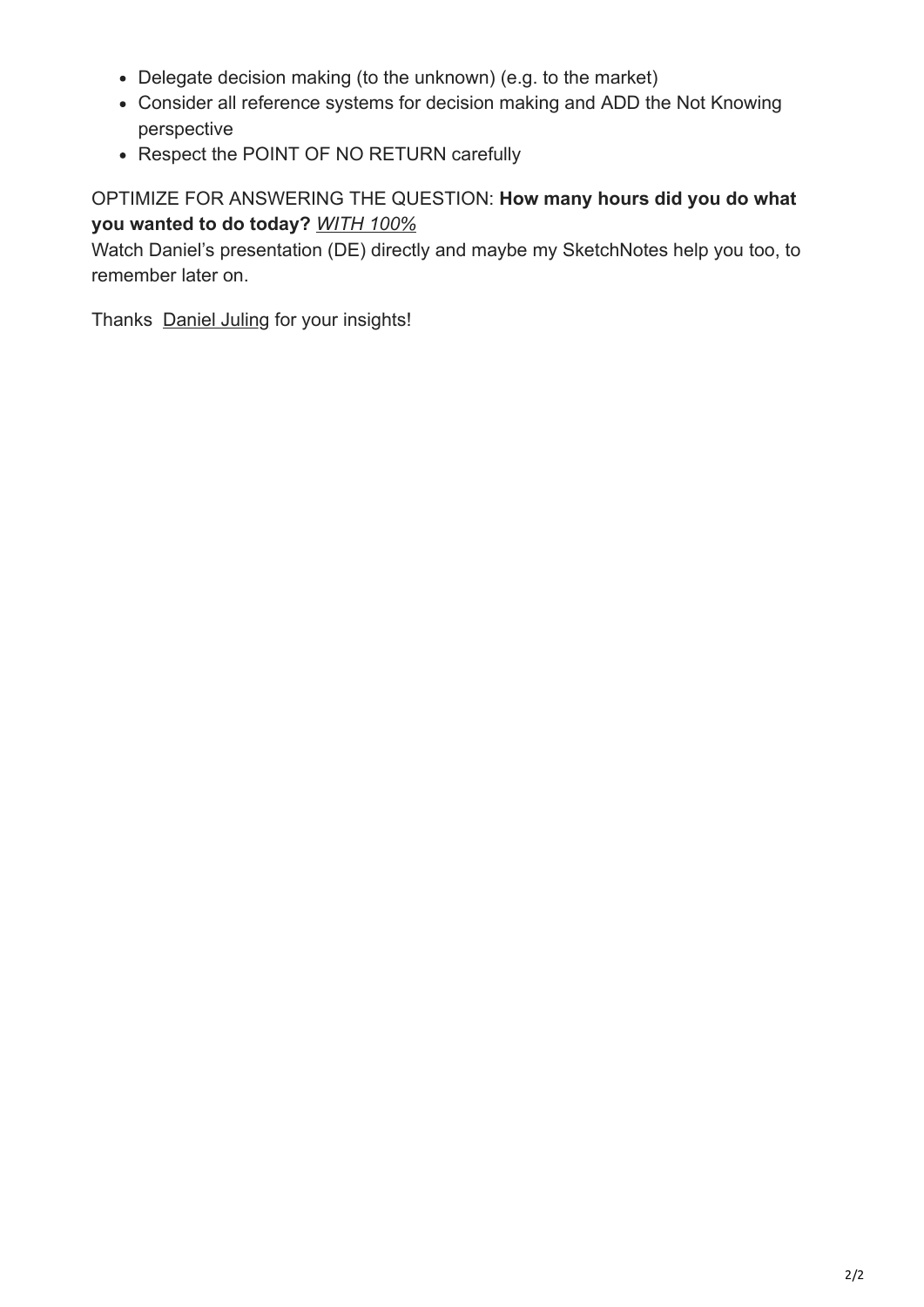- Delegate decision making (to the unknown) (e.g. to the market)
- Consider all reference systems for decision making and ADD the Not Knowing perspective
- Respect the POINT OF NO RETURN carefully

OPTIMIZE FOR ANSWERING THE QUESTION: **How many hours did you do what you wanted to do today?** *WITH 100%*

Watch Daniel's presentation (DE) directly and maybe my SketchNotes help you too, to remember later on.

Thanks Daniel Juling for your insights!